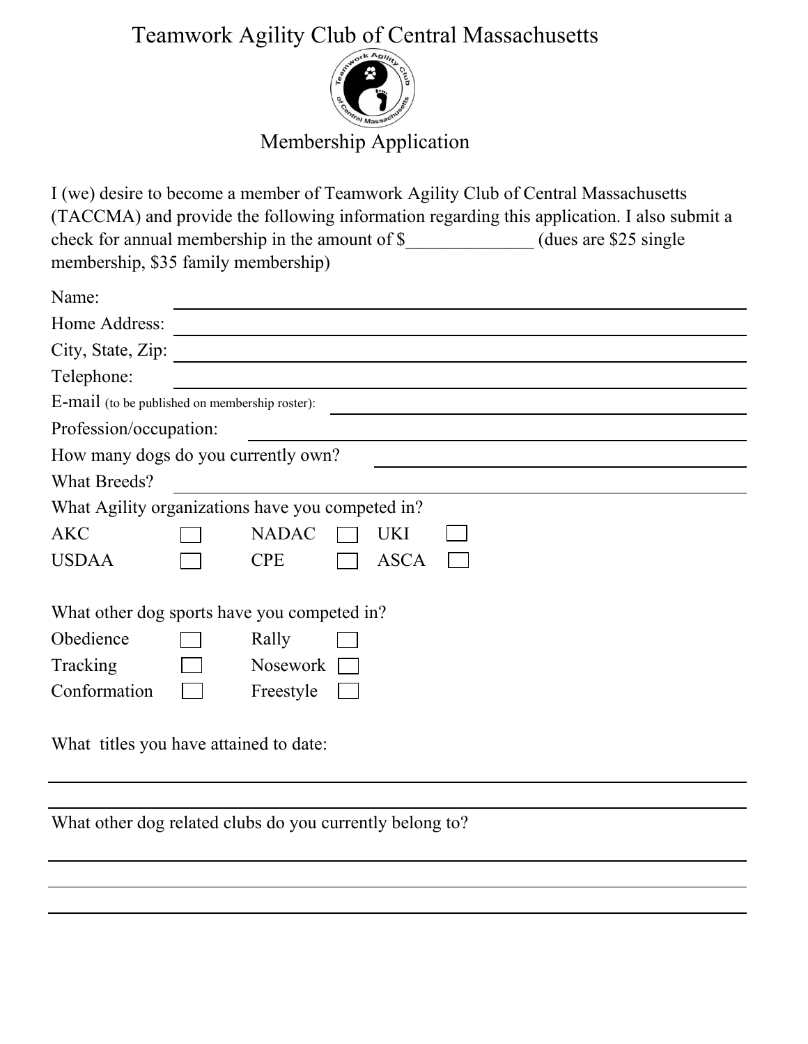# Teamwork Agility Club of Central Massachusetts

## Membership Application

I (we) desire to become a member of Teamwork Agility Club of Central Massachusetts (TACCMA) and provide the following information regarding this application. I also submit a check for annual membership in the amount of $______________ (dues are $25 single membership, $35 family membership)

Name: ______________________________

Home Address: ______________________________

City, State, Zip: ______________________________

Telephone: ______________________________

E-mail (to be published on membership roster): ______________________________

Profession/occupation: ______________________________

How many dogs do you currently own? ______________________________

What Breeds? ______________________________

What Agility organizations have you competed in?

| | | | | | |
|---|---|---|---|---|---|
| AKC | ☐ | NADAC | ☐ | UKI | ☐ |
| USDAA | ☐ | CPE | ☐ | ASCA | ☐ |

What other dog sports have you competed in?

| | | | |
|---|---|---|---|
| Obedience | ☐ | Rally | ☐ |
| Tracking | ☐ | Nosework | ☐ |
| Conformation | ☐ | Freestyle | ☐ |

What titles you have attained to date:

______________________________

______________________________

What other dog related clubs do you currently belong to?

______________________________

______________________________

______________________________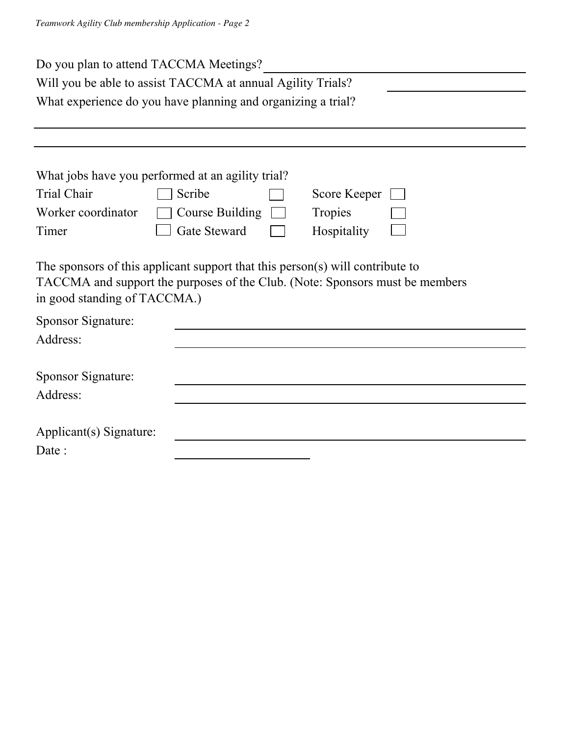Do you plan to attend TACCMA Meetings? ____________________

Will you be able to assist TACCMA at annual Agility Trials? ____________________

What experience do you have planning and organizing a trial?

______________________________________________________________

______________________________________________________________

What jobs have you performed at an agility trial?

| | | | | | |
|---|---|---|---|---|---|
| Trial Chair | ☐ | Scribe | ☐ | Score Keeper | ☐ |
| Worker coordinator | ☐ | Course Building | ☐ | Tropies | ☐ |
| Timer | ☐ | Gate Steward | ☐ | Hospitality | ☐ |

The sponsors of this applicant support that this person(s) will contribute to TACCMA and support the purposes of the Club. (Note: Sponsors must be members in good standing of TACCMA.)

Sponsor Signature: ____________________

Address: ____________________

Sponsor Signature: ____________________

Address: ____________________

Applicant(s) Signature: ____________________

Date : ____________________